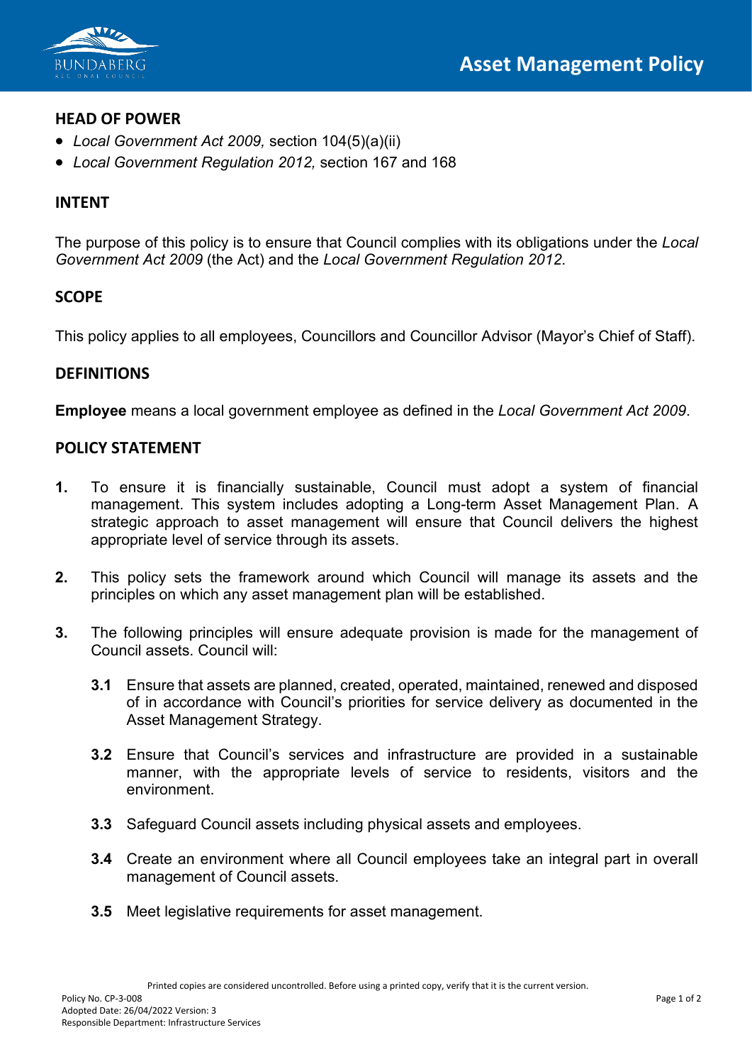# Asset Management Policy

## HEAD OF POWER

- *Local Government Act 2009,* section 104(5)(a)(ii)
- *Local Government Regulation 2012,* section 167 and 168

## INTENT

The purpose of this policy is to ensure that Council complies with its obligations under the *Local Government Act 2009* (the Act) and the *Local Government Regulation 2012*.

## SCOPE

This policy applies to all employees, Councillors and Councillor Advisor (Mayor's Chief of Staff).

## DEFINITIONS

**Employee** means a local government employee as defined in the *Local Government Act 2009*.

## POLICY STATEMENT

**1.** To ensure it is financially sustainable, Council must adopt a system of financial management. This system includes adopting a Long-term Asset Management Plan. A strategic approach to asset management will ensure that Council delivers the highest appropriate level of service through its assets.

**2.** This policy sets the framework around which Council will manage its assets and the principles on which any asset management plan will be established.

**3.** The following principles will ensure adequate provision is made for the management of Council assets. Council will:

- **3.1** Ensure that assets are planned, created, operated, maintained, renewed and disposed of in accordance with Council's priorities for service delivery as documented in the Asset Management Strategy.
- **3.2** Ensure that Council's services and infrastructure are provided in a sustainable manner, with the appropriate levels of service to residents, visitors and the environment.
- **3.3** Safeguard Council assets including physical assets and employees.
- **3.4** Create an environment where all Council employees take an integral part in overall management of Council assets.
- **3.5** Meet legislative requirements for asset management.

Printed copies are considered uncontrolled. Before using a printed copy, verify that it is the current version.

Policy No. CP-3-008
Adopted Date: 26/04/2022 Version: 3
Responsible Department: Infrastructure Services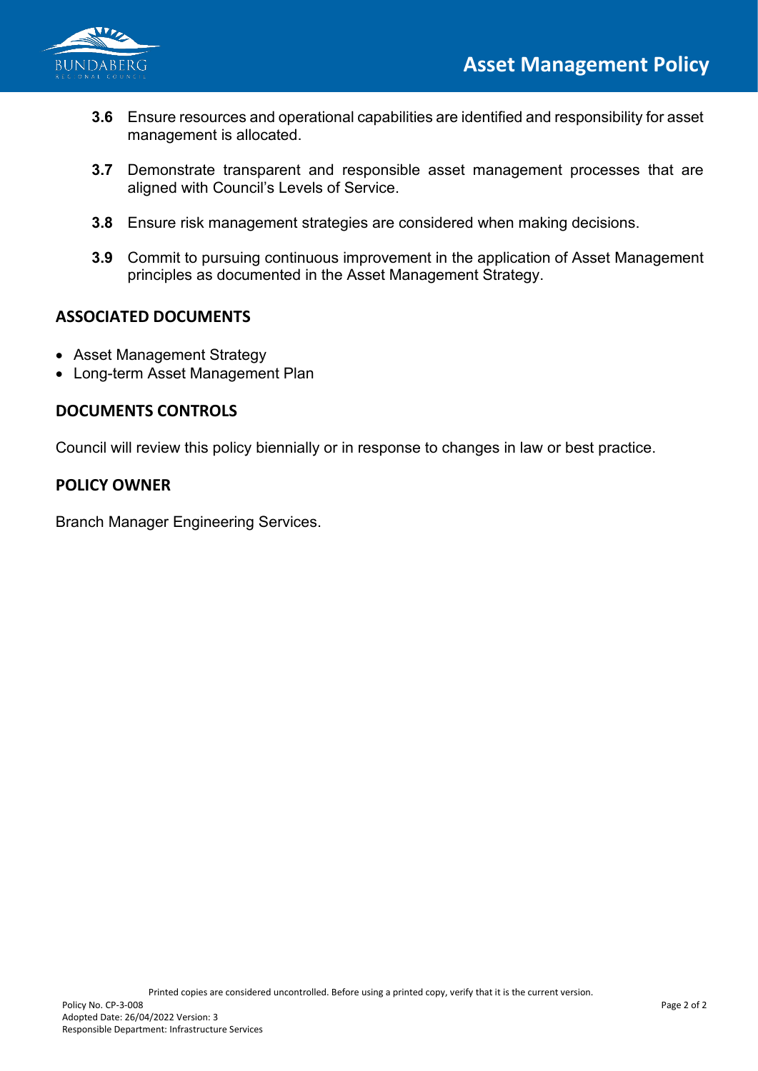**3.6** Ensure resources and operational capabilities are identified and responsibility for asset management is allocated.

**3.7** Demonstrate transparent and responsible asset management processes that are aligned with Council's Levels of Service.

**3.8** Ensure risk management strategies are considered when making decisions.

**3.9** Commit to pursuing continuous improvement in the application of Asset Management principles as documented in the Asset Management Strategy.

## ASSOCIATED DOCUMENTS

- Asset Management Strategy
- Long-term Asset Management Plan

## DOCUMENTS CONTROLS

Council will review this policy biennially or in response to changes in law or best practice.

## POLICY OWNER

Branch Manager Engineering Services.

Printed copies are considered uncontrolled. Before using a printed copy, verify that it is the current version.

Policy No. CP-3-008
Adopted Date: 26/04/2022 Version: 3
Responsible Department: Infrastructure Services